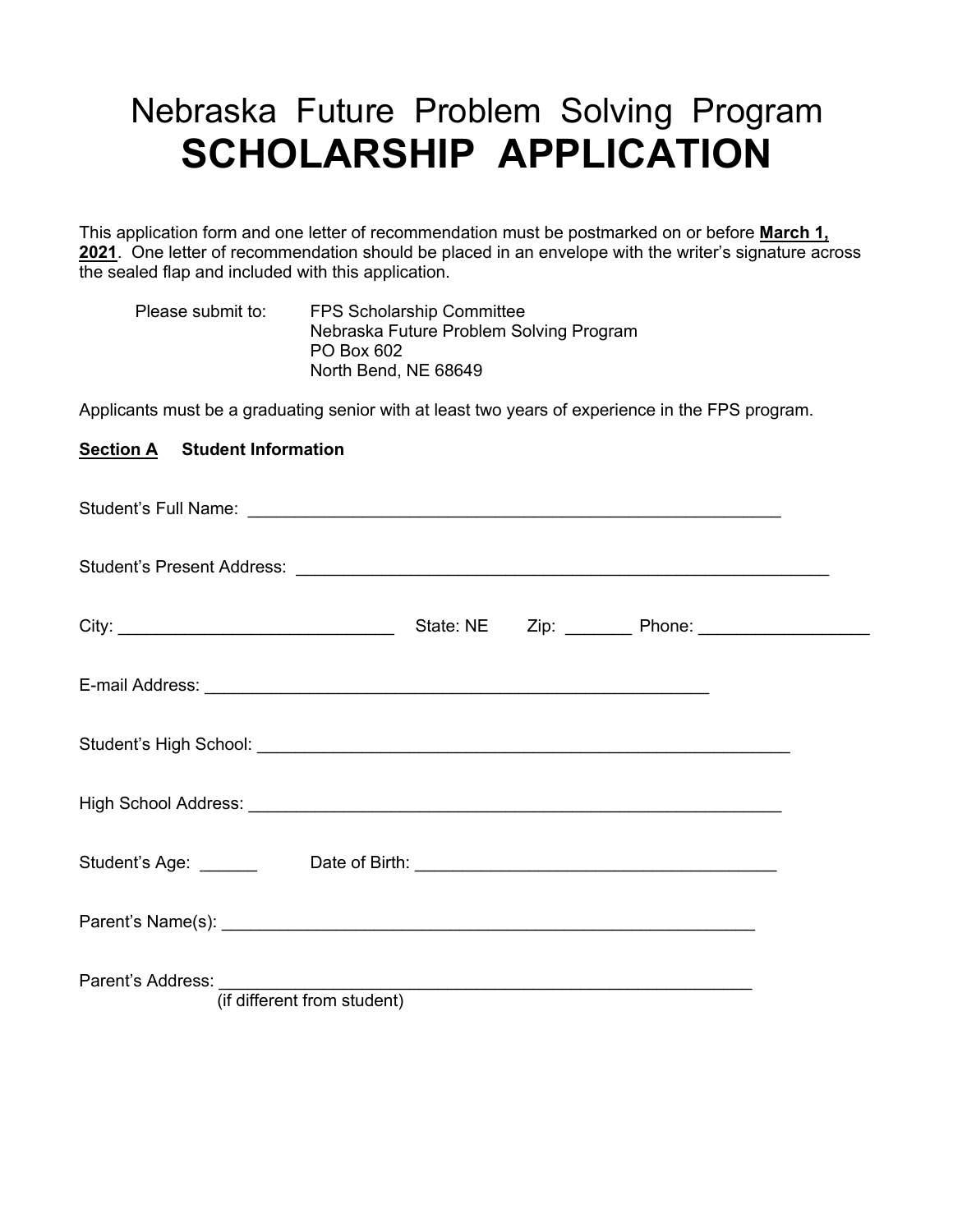# Nebraska Future Problem Solving Program

# SCHOLARSHIP APPLICATION

This application form and one letter of recommendation must be postmarked on or before **March 1, 2021**. One letter of recommendation should be placed in an envelope with the writer's signature across the sealed flap and included with this application.

Please submit to:

FPS Scholarship Committee
Nebraska Future Problem Solving Program
PO Box 602
North Bend, NE 68649

Applicants must be a graduating senior with at least two years of experience in the FPS program.

**Section A Student Information**

Student's Full Name: ___________________________________________________________

Student's Present Address: ___________________________________________________________

City: _____________________________ State: NE Zip: _______ Phone: _________________

E-mail Address: ______________________________________________________

Student's High School: ___________________________________________________________

High School Address: ___________________________________________________________

Student's Age: ______ Date of Birth: _______________________________________

Parent's Name(s): ___________________________________________________________

Parent's Address: ___________________________________________________________
(if different from student)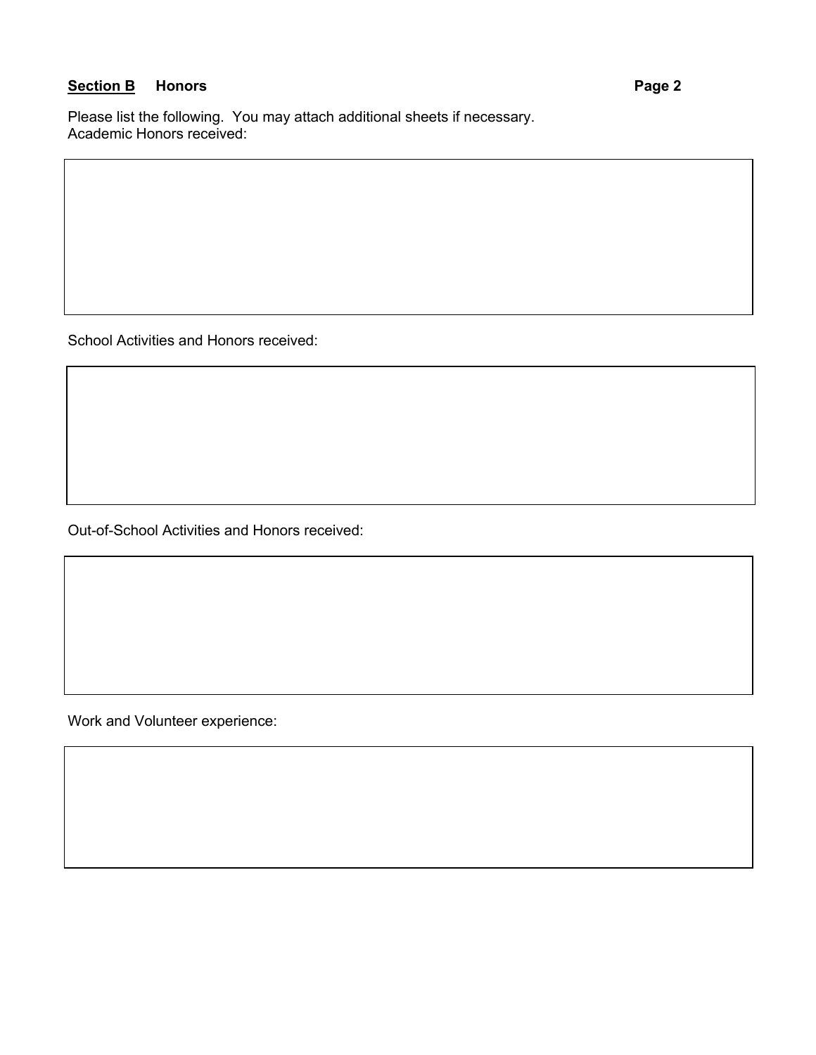**Section B** **Honors**

Please list the following. You may attach additional sheets if necessary.
Academic Honors received:

School Activities and Honors received:

Out-of-School Activities and Honors received:

Work and Volunteer experience: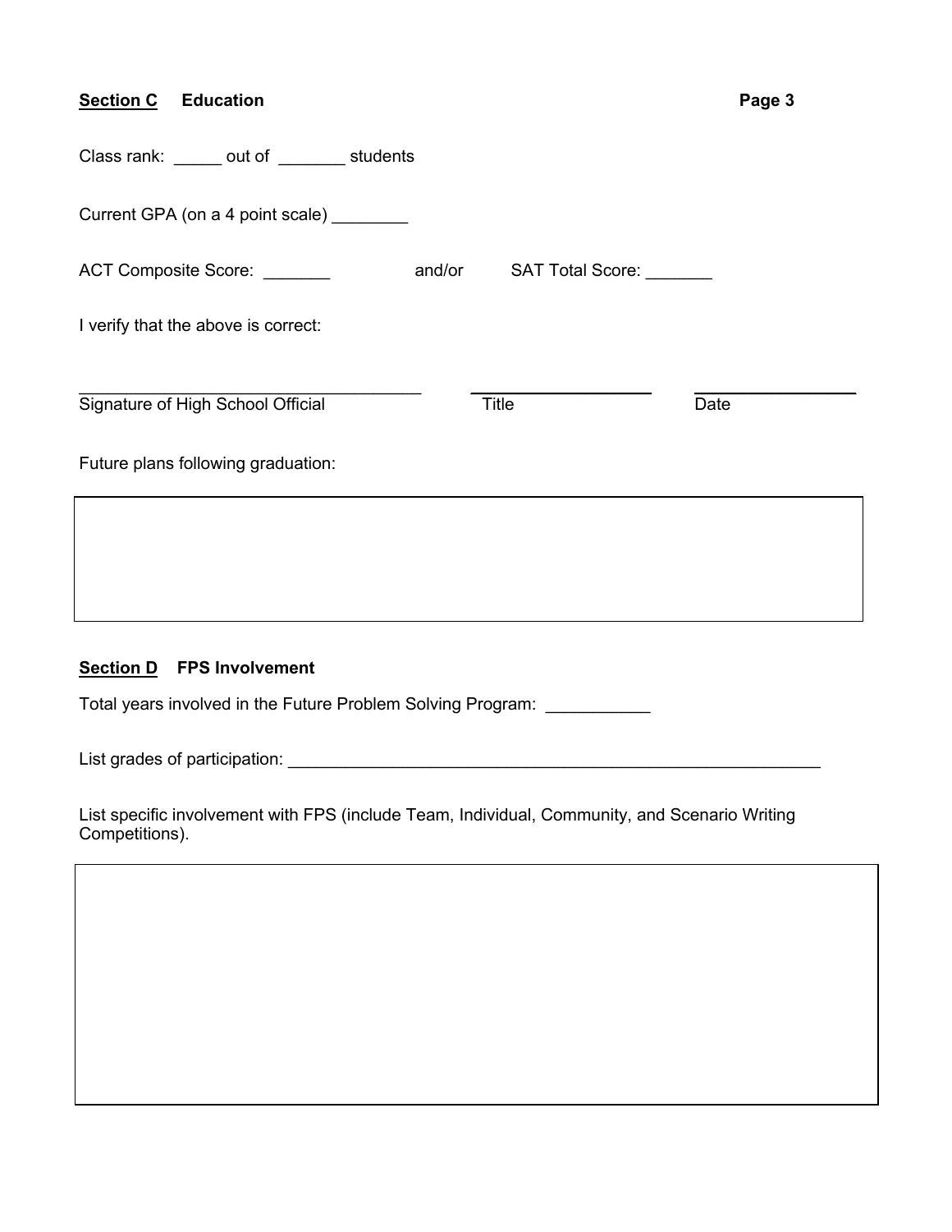**Section C** **Education**

Class rank: _____ out of _______ students

Current GPA (on a 4 point scale) ________

ACT Composite Score: _______ and/or SAT Total Score: _______

I verify that the above is correct:

____________________________________ ____________________ _________________

Signature of High School Official Title Date

Future plans following graduation:

**Section D** **FPS Involvement**

Total years involved in the Future Problem Solving Program: ___________

List grades of participation: __________________________________________________________

List specific involvement with FPS (include Team, Individual, Community, and Scenario Writing Competitions).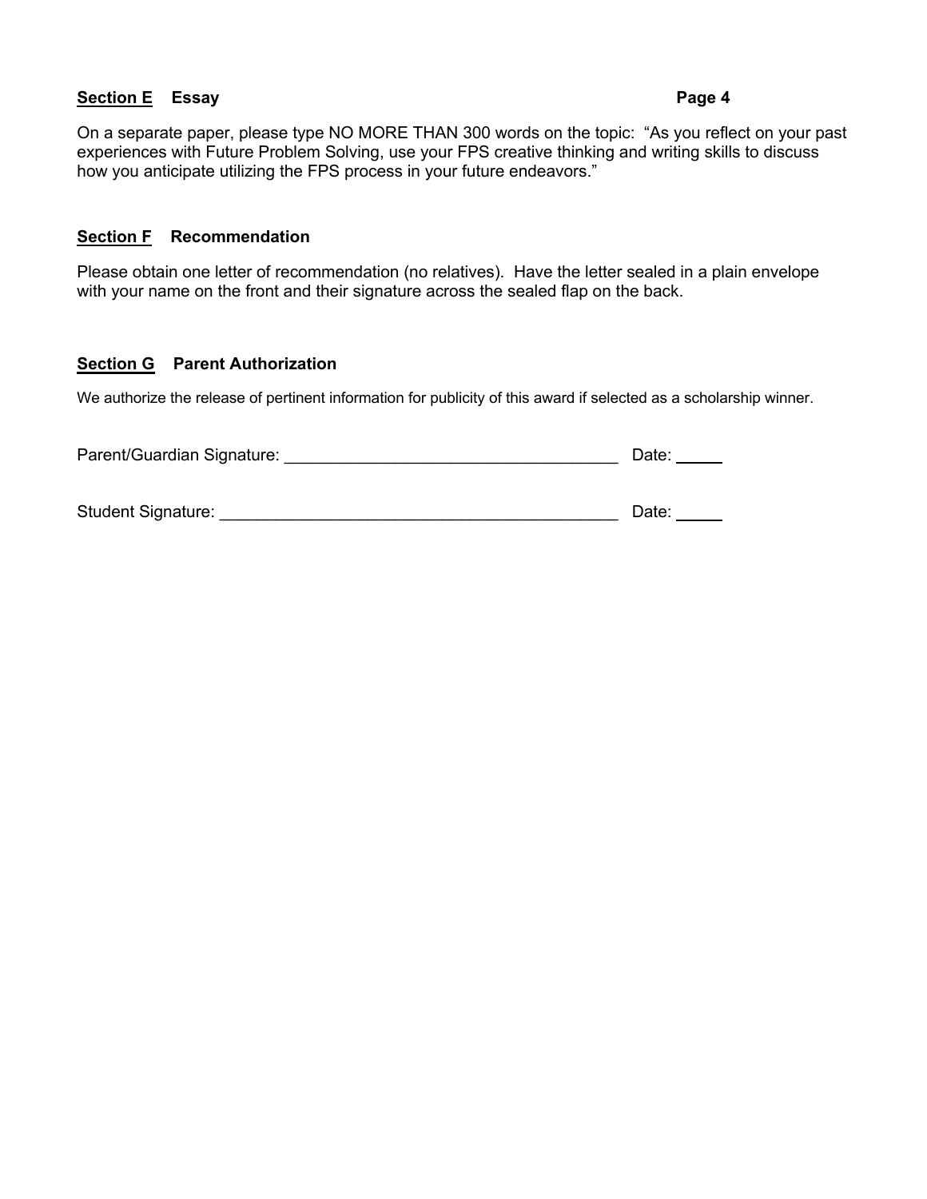**<u>Section E</u>** **Essay**

On a separate paper, please type NO MORE THAN 300 words on the topic: "As you reflect on your past experiences with Future Problem Solving, use your FPS creative thinking and writing skills to discuss how you anticipate utilizing the FPS process in your future endeavors."

**<u>Section F</u>** **Recommendation**

Please obtain one letter of recommendation (no relatives). Have the letter sealed in a plain envelope with your name on the front and their signature across the sealed flap on the back.

**<u>Section G</u>** **Parent Authorization**

We authorize the release of pertinent information for publicity of this award if selected as a scholarship winner.

Parent/Guardian Signature: ____________________________________ Date: _____

Student Signature: ____________________________________________ Date: _____